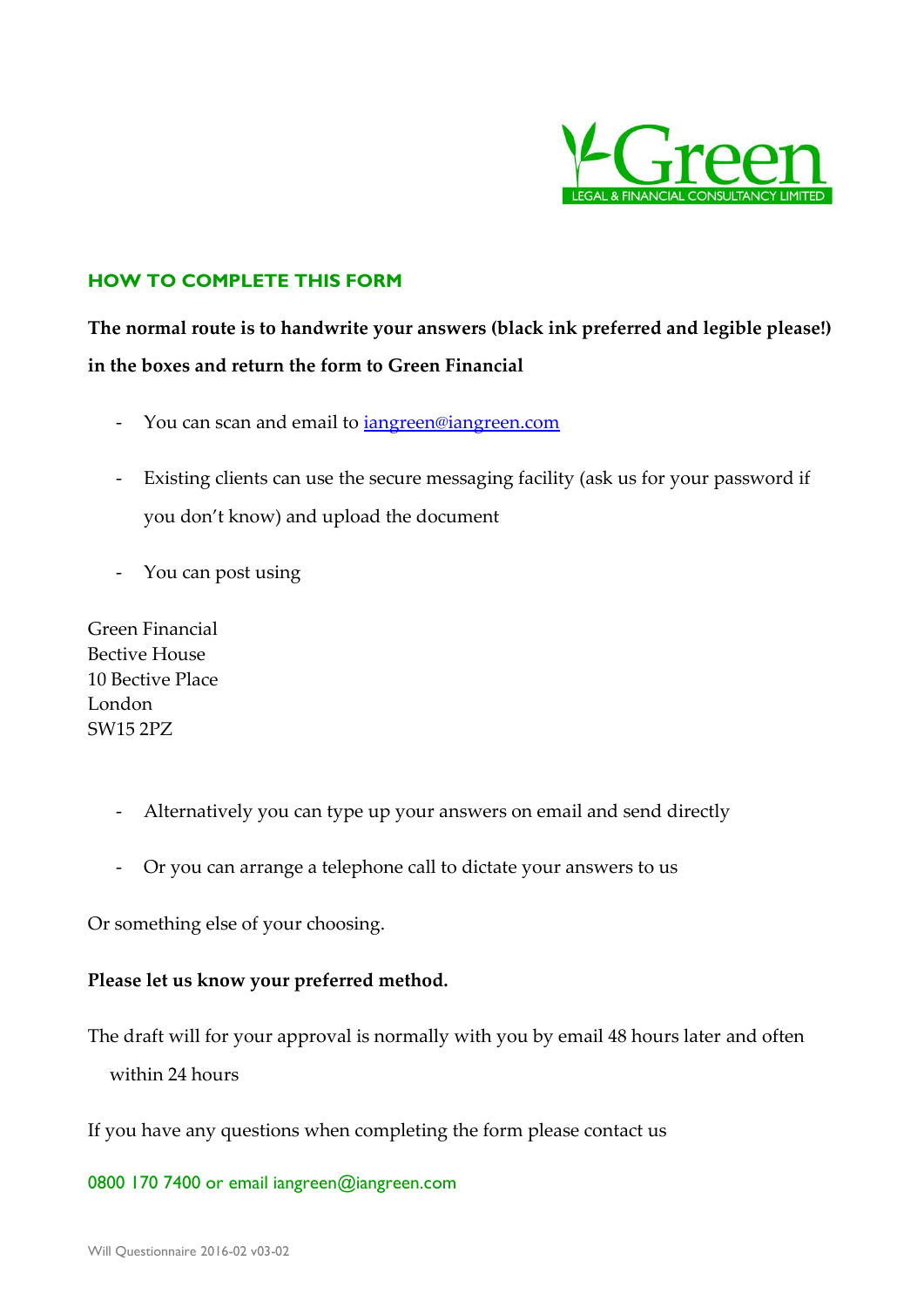Green

LEGAL & FINANCIAL CONSULTANCY LIMITED

## HOW TO COMPLETE THIS FORM

**The normal route is to handwrite your answers (black ink preferred and legible please!) in the boxes and return the form to Green Financial**

- You can scan and email to iangreen@iangreen.com
- Existing clients can use the secure messaging facility (ask us for your password if you don't know) and upload the document
- You can post using

Green Financial
Bective House
10 Bective Place
London
SW15 2PZ

- Alternatively you can type up your answers on email and send directly
- Or you can arrange a telephone call to dictate your answers to us

Or something else of your choosing.

**Please let us know your preferred method.**

The draft will for your approval is normally with you by email 48 hours later and often within 24 hours

If you have any questions when completing the form please contact us

0800 170 7400 or email iangreen@iangreen.com

Will Questionnaire 2016-02 v03-02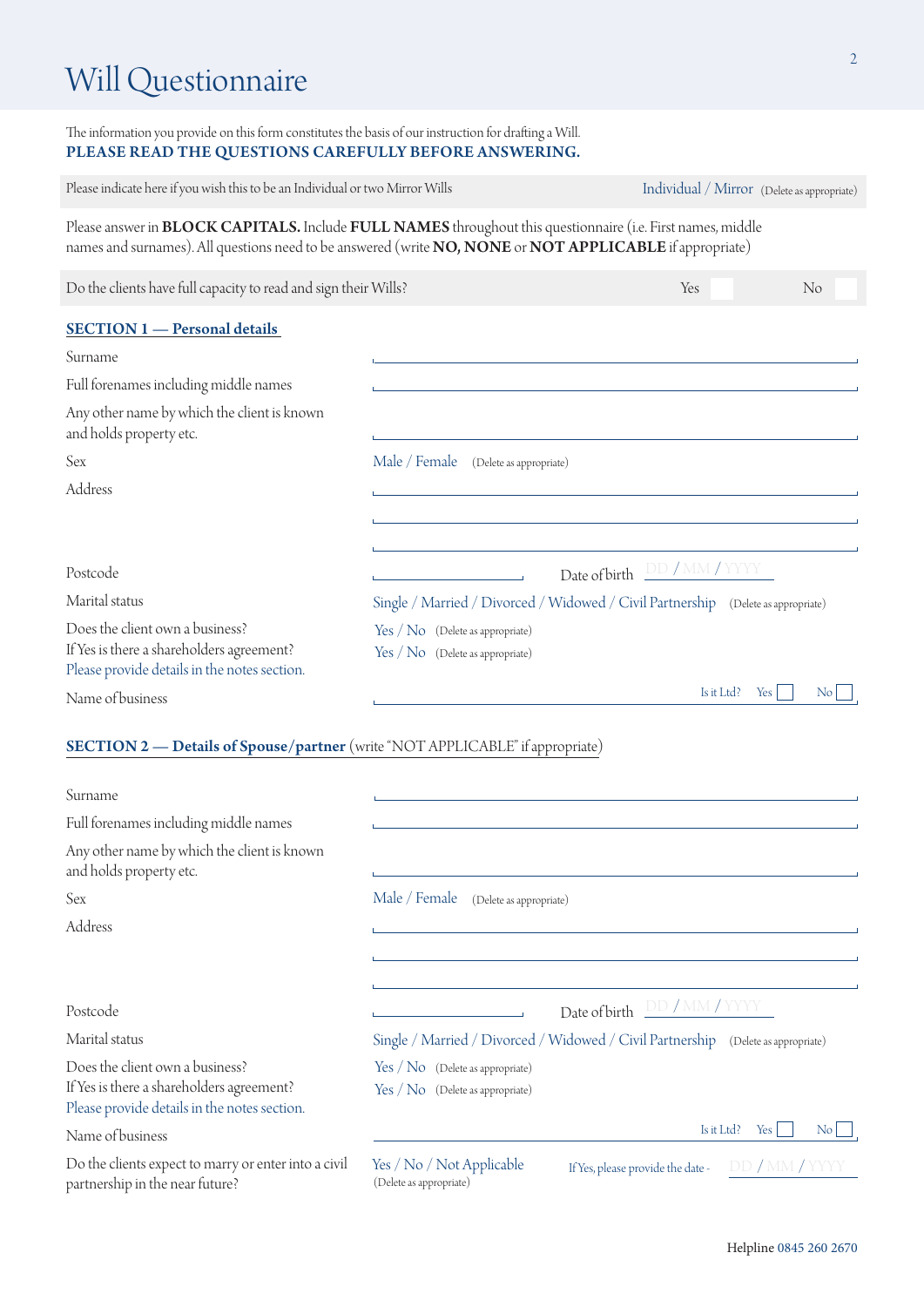# Will Questionnaire

The information you provide on this form constitutes the basis of our instruction for drafting a Will.
**PLEASE READ THE QUESTIONS CAREFULLY BEFORE ANSWERING.**

Please indicate here if you wish this to be an Individual or two Mirror Wills — Individual / Mirror (Delete as appropriate)

Please answer in **BLOCK CAPITALS.** Include **FULL NAMES** throughout this questionnaire (i.e. First names, middle names and surnames). All questions need to be answered (write **NO, NONE** or **NOT APPLICABLE** if appropriate)

Do the clients have full capacity to read and sign their Wills? Yes ☐ No ☐

## SECTION 1 — Personal details

Surname ______________________

Full forenames including middle names ______________________

Any other name by which the client is known and holds property etc. ______________________

Sex: Male / Female (Delete as appropriate)

Address ______________________

Postcode ____________ Date of birth DD / MM / YYYY

Marital status: Single / Married / Divorced / Widowed / Civil Partnership (Delete as appropriate)

Does the client own a business? Yes / No (Delete as appropriate)
If Yes is there a shareholders agreement? Yes / No (Delete as appropriate)
Please provide details in the notes section.

Name of business ______________________ Is it Ltd? Yes ☐ No ☐

## SECTION 2 — Details of Spouse/partner (write "NOT APPLICABLE" if appropriate)

Surname ______________________

Full forenames including middle names ______________________

Any other name by which the client is known and holds property etc. ______________________

Sex: Male / Female (Delete as appropriate)

Address ______________________

Postcode ____________ Date of birth DD / MM / YYYY

Marital status: Single / Married / Divorced / Widowed / Civil Partnership (Delete as appropriate)

Does the client own a business? Yes / No (Delete as appropriate)
If Yes is there a shareholders agreement? Yes / No (Delete as appropriate)
Please provide details in the notes section.

Name of business ______________________ Is it Ltd? Yes ☐ No ☐

Do the clients expect to marry or enter into a civil partnership in the near future? Yes / No / Not Applicable (Delete as appropriate) If Yes, please provide the date - DD / MM / YYYY

Helpline 0845 260 2670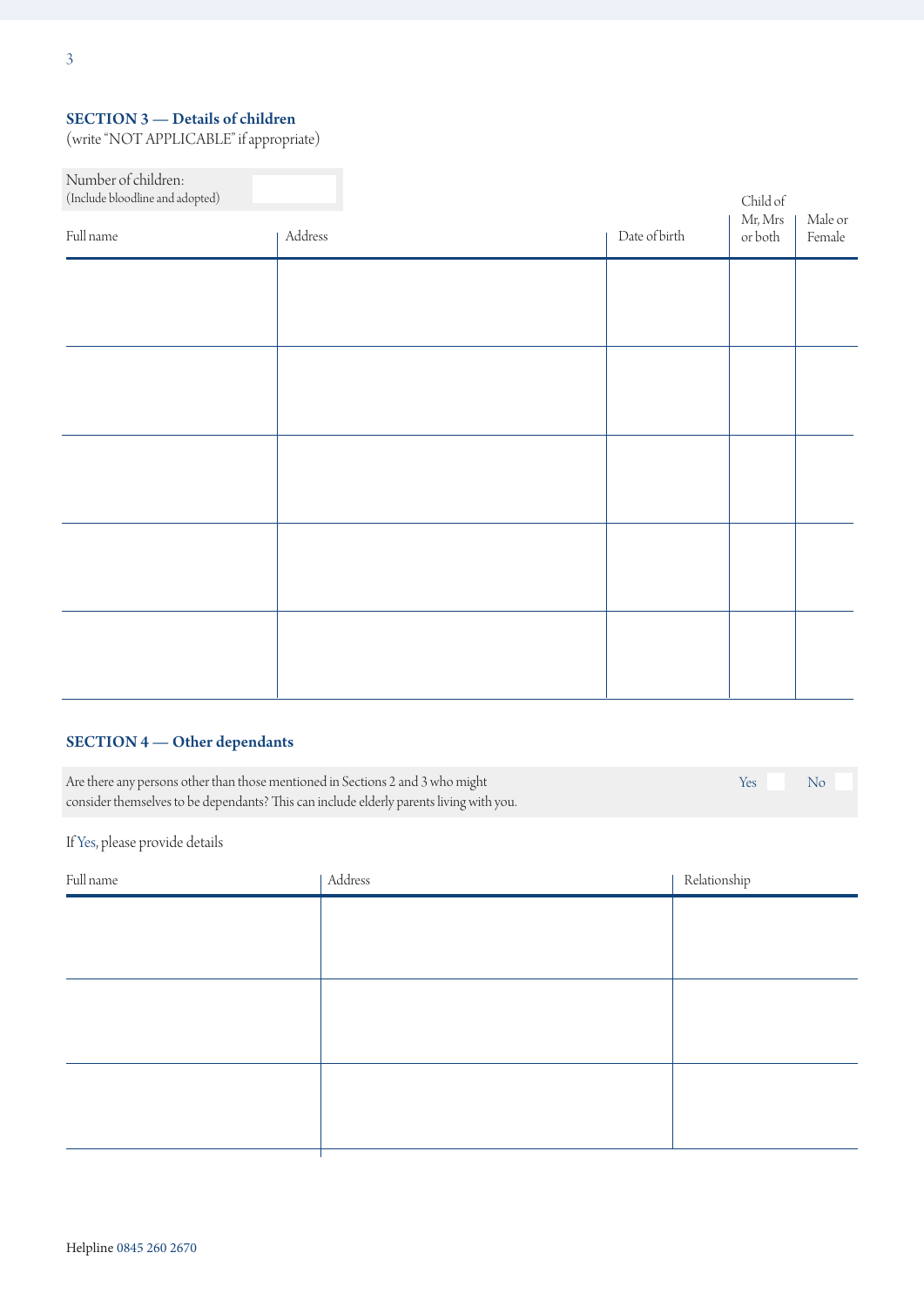## SECTION 3 — Details of children

(write "NOT APPLICABLE" if appropriate)

Number of children:
(Include bloodline and adopted)

| Full name | Address | Date of birth | Child of Mr, Mrs or both | Male or Female |
|---|---|---|---|---|
| | | | | |
| | | | | |
| | | | | |
| | | | | |
| | | | | |

## SECTION 4 — Other dependants

Are there any persons other than those mentioned in Sections 2 and 3 who might consider themselves to be dependants? This can include elderly parents living with you. Yes ☐ No ☐

If Yes, please provide details

| Full name | Address | Relationship |
|---|---|---|
| | | |
| | | |
| | | |

Helpline 0845 260 2670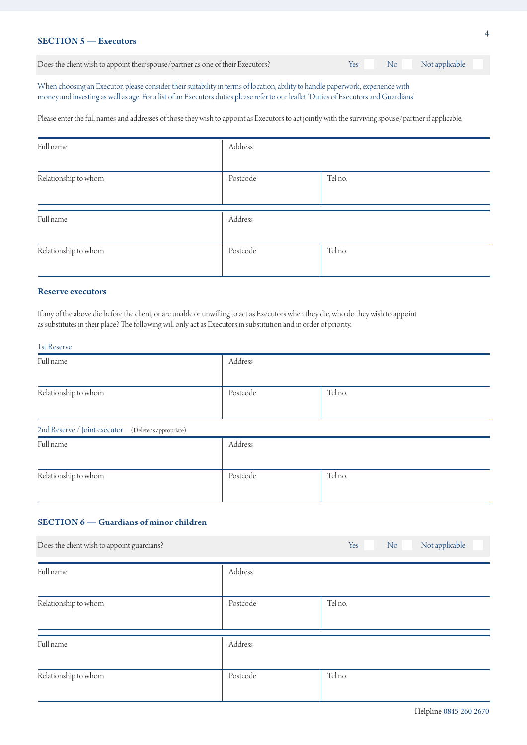## SECTION 5 — Executors

Does the client wish to appoint their spouse/partner as one of their Executors? Yes ☐ No ☐ Not applicable ☐

When choosing an Executor, please consider their suitability in terms of location, ability to handle paperwork, experience with money and investing as well as age. For a list of an Executors duties please refer to our leaflet 'Duties of Executors and Guardians'

Please enter the full names and addresses of those they wish to appoint as Executors to act jointly with the surviving spouse/partner if applicable.

| Full name | Address | |
|---|---|---|
| Relationship to whom | Postcode | Tel no. |

| Full name | Address | |
|---|---|---|
| Relationship to whom | Postcode | Tel no. |

### Reserve executors

If any of the above die before the client, or are unable or unwilling to act as Executors when they die, who do they wish to appoint as substitutes in their place? The following will only act as Executors in substitution and in order of priority.

1st Reserve

| Full name | Address | |
|---|---|---|
| Relationship to whom | Postcode | Tel no. |

2nd Reserve / Joint executor (Delete as appropriate)

| Full name | Address | |
|---|---|---|
| Relationship to whom | Postcode | Tel no. |

## SECTION 6 — Guardians of minor children

Does the client wish to appoint guardians? Yes ☐ No ☐ Not applicable ☐

| Full name | Address | |
|---|---|---|
| Relationship to whom | Postcode | Tel no. |

| Full name | Address | |
|---|---|---|
| Relationship to whom | Postcode | Tel no. |

Helpline 0845 260 2670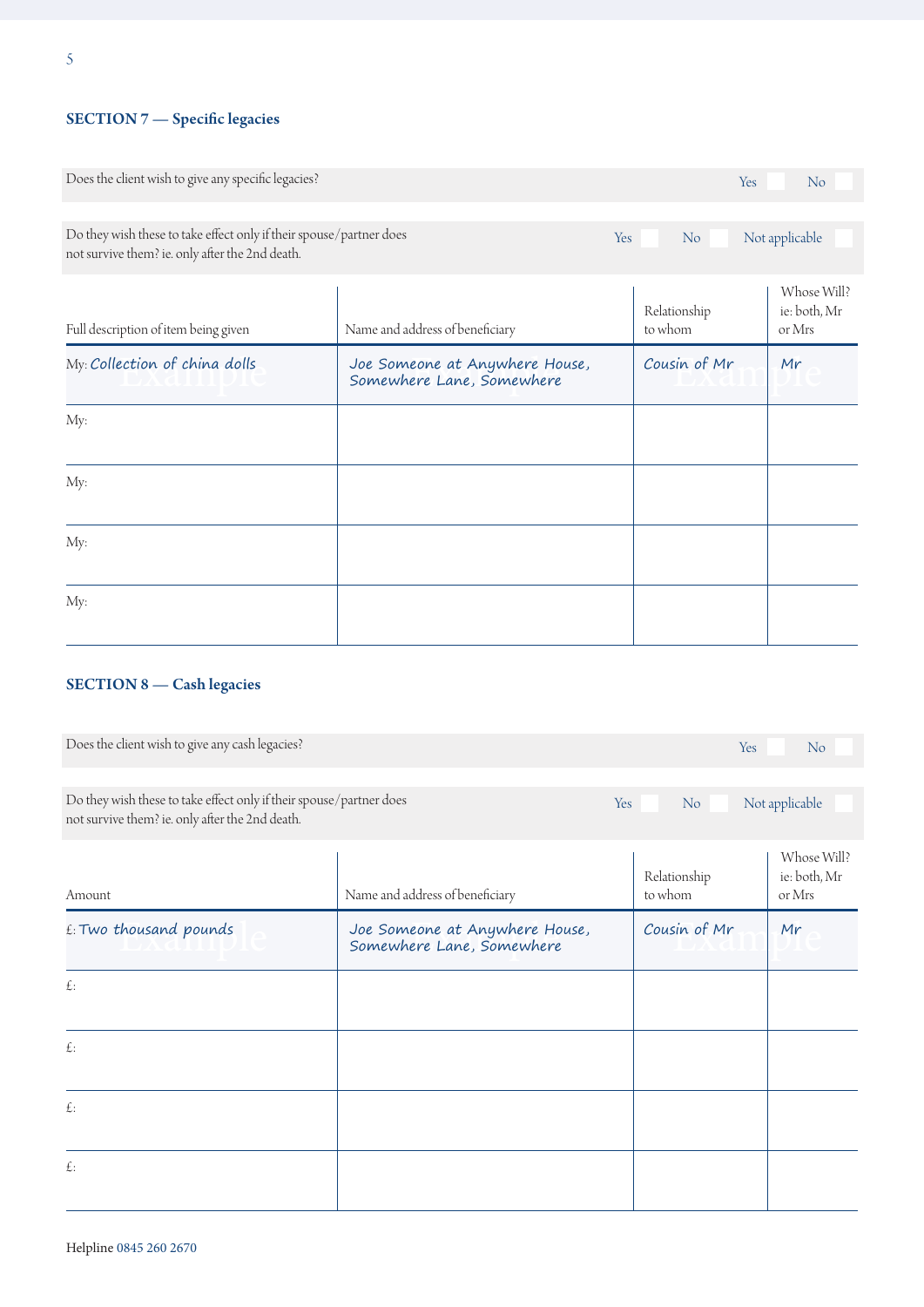## SECTION 7 — Specific legacies

Does the client wish to give any specific legacies? Yes ☐ No ☐

Do they wish these to take effect only if their spouse/partner does not survive them? ie. only after the 2nd death. Yes ☐ No ☐ Not applicable ☐

| Full description of item being given | Name and address of beneficiary | Relationship to whom | Whose Will? ie: both, Mr or Mrs |
|---|---|---|---|
| My: Collection of china dolls | Joe Someone at Anywhere House, Somewhere Lane, Somewhere | Cousin of Mr | Mr |
| My: | | | |
| My: | | | |
| My: | | | |
| My: | | | |

## SECTION 8 — Cash legacies

Does the client wish to give any cash legacies? Yes ☐ No ☐

Do they wish these to take effect only if their spouse/partner does not survive them? ie. only after the 2nd death. Yes ☐ No ☐ Not applicable ☐

| Amount | Name and address of beneficiary | Relationship to whom | Whose Will? ie: both, Mr or Mrs |
|---|---|---|---|
| £: Two thousand pounds | Joe Someone at Anywhere House, Somewhere Lane, Somewhere | Cousin of Mr | Mr |
| £: | | | |
| £: | | | |
| £: | | | |
| £: | | | |

Helpline 0845 260 2670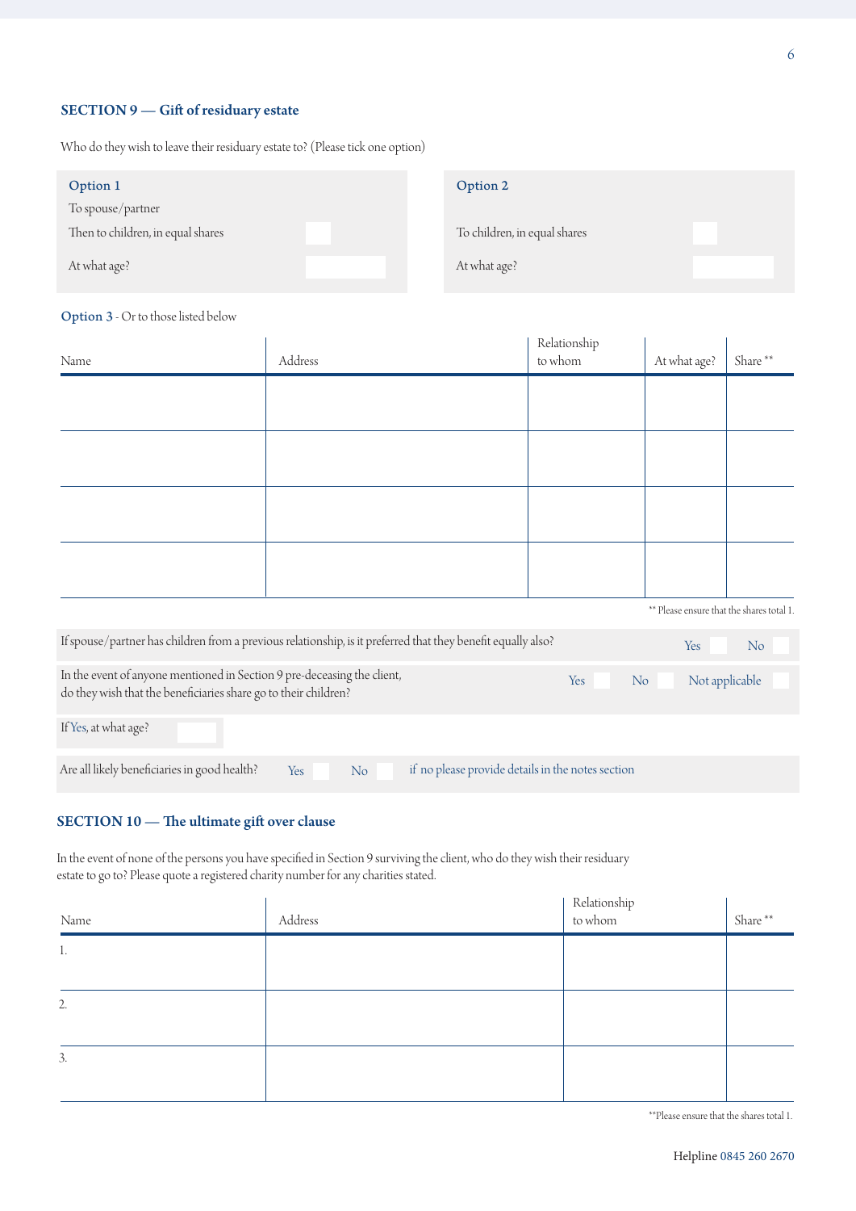## SECTION 9 — Gift of residuary estate

Who do they wish to leave their residuary estate to? (Please tick one option)

**Option 1**

To spouse/partner

Then to children, in equal shares ☐

At what age? ________

**Option 2**

To children, in equal shares ☐

At what age? ________

**Option 3** - Or to those listed below

| Name | Address | Relationship to whom | At what age? | Share ** |
|---|---|---|---|---|
| | | | | |
| | | | | |
| | | | | |
| | | | | |

** Please ensure that the shares total 1.

If spouse/partner has children from a previous relationship, is it preferred that they benefit equally also? Yes ☐ No ☐

In the event of anyone mentioned in Section 9 pre-deceasing the client, do they wish that the beneficiaries share go to their children? Yes ☐ No ☐ Not applicable ☐

If Yes, at what age? ________

Are all likely beneficiaries in good health? Yes ☐ No ☐ if no please provide details in the notes section

## SECTION 10 — The ultimate gift over clause

In the event of none of the persons you have specified in Section 9 surviving the client, who do they wish their residuary estate to go to? Please quote a registered charity number for any charities stated.

| Name | Address | Relationship to whom | Share ** |
|---|---|---|---|
| 1. | | | |
| 2. | | | |
| 3. | | | |

**Please ensure that the shares total 1.

Helpline 0845 260 2670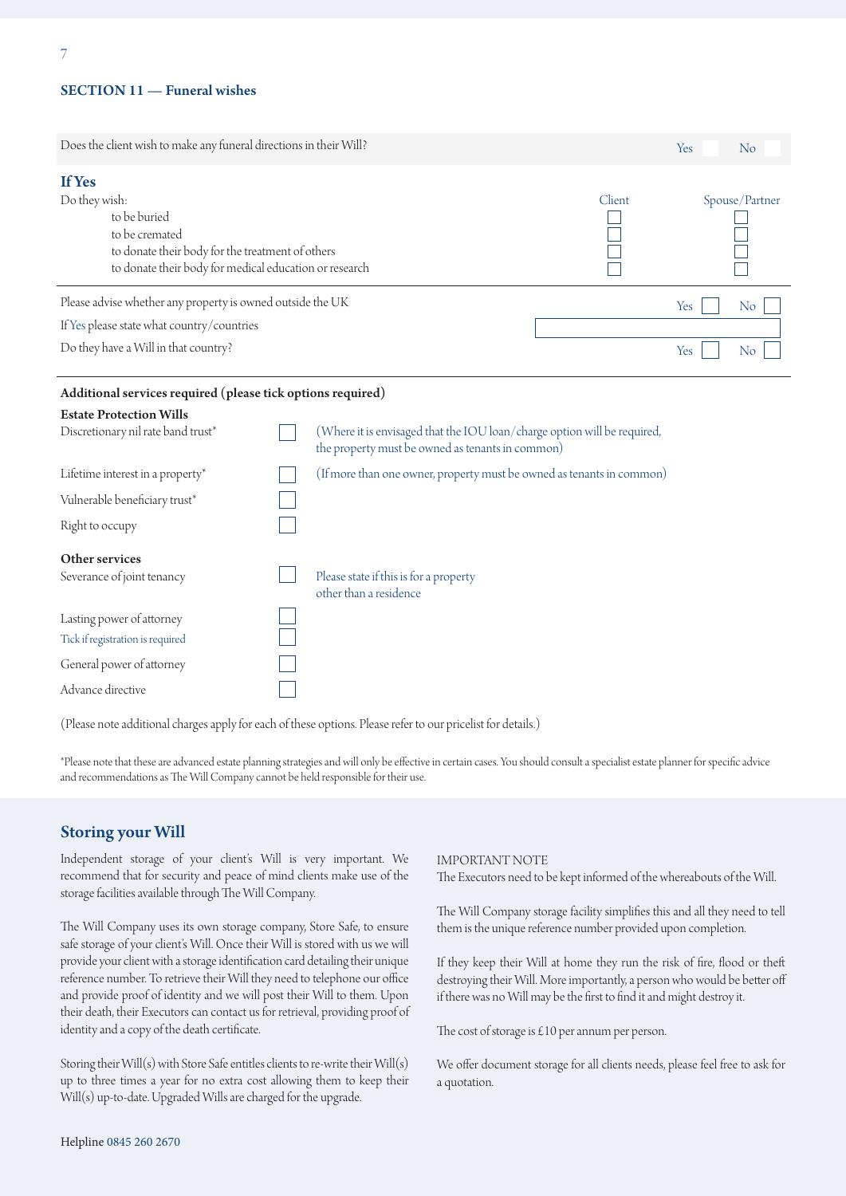## SECTION 11 — Funeral wishes

| Does the client wish to make any funeral directions in their Will? | Yes ☐ | No ☐ |
|---|---|---|

### If Yes

| Do they wish: | Client | Spouse/Partner |
|---|---|---|
| to be buried | ☐ | ☐ |
| to be cremated | ☐ | ☐ |
| to donate their body for the treatment of others | ☐ | ☐ |
| to donate their body for medical education or research | ☐ | ☐ |

Please advise whether any property is owned outside the UK — Yes ☐ No ☐

If Yes please state what country/countries ____________________

Do they have a Will in that country? — Yes ☐ No ☐

**Additional services required (please tick options required)**

**Estate Protection Wills**

| | | |
|---|---|---|
| Discretionary nil rate band trust* | ☐ | (Where it is envisaged that the IOU loan/charge option will be required, the property must be owned as tenants in common) |
| Lifetime interest in a property* | ☐ | (If more than one owner, property must be owned as tenants in common) |
| Vulnerable beneficiary trust* | ☐ | |
| Right to occupy | ☐ | |

**Other services**

| | | |
|---|---|---|
| Severance of joint tenancy | ☐ | Please state if this is for a property other than a residence |
| Lasting power of attorney | ☐ | |
| Tick if registration is required | ☐ | |
| General power of attorney | ☐ | |
| Advance directive | ☐ | |

(Please note additional charges apply for each of these options. Please refer to our pricelist for details.)

*Please note that these are advanced estate planning strategies and will only be effective in certain cases. You should consult a specialist estate planner for specific advice and recommendations as The Will Company cannot be held responsible for their use.

## Storing your Will

Independent storage of your client's Will is very important. We recommend that for security and peace of mind clients make use of the storage facilities available through The Will Company.

The Will Company uses its own storage company, Store Safe, to ensure safe storage of your client's Will. Once their Will is stored with us we will provide your client with a storage identification card detailing their unique reference number. To retrieve their Will they need to telephone our office and provide proof of identity and we will post their Will to them. Upon their death, their Executors can contact us for retrieval, providing proof of identity and a copy of the death certificate.

Storing their Will(s) with Store Safe entitles clients to re-write their Will(s) up to three times a year for no extra cost allowing them to keep their Will(s) up-to-date. Upgraded Wills are charged for the upgrade.

IMPORTANT NOTE
The Executors need to be kept informed of the whereabouts of the Will.

The Will Company storage facility simplifies this and all they need to tell them is the unique reference number provided upon completion.

If they keep their Will at home they run the risk of fire, flood or theft destroying their Will. More importantly, a person who would be better off if there was no Will may be the first to find it and might destroy it.

The cost of storage is £10 per annum per person.

We offer document storage for all clients needs, please feel free to ask for a quotation.

Helpline 0845 260 2670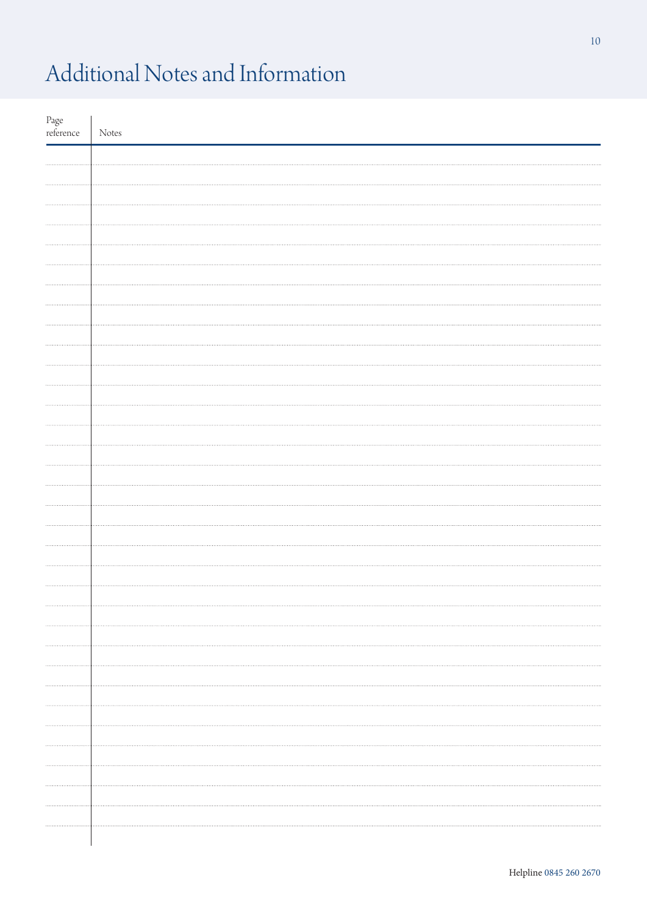# Additional Notes and Information

| Page reference | Notes |
|---|---|
| | |
| | |
| | |
| | |
| | |
| | |
| | |
| | |
| | |
| | |
| | |
| | |
| | |
| | |
| | |
| | |
| | |
| | |
| | |
| | |
| | |
| | |
| | |
| | |
| | |
| | |
| | |
| | |
| | |
| | |
| | |
| | |
| | |
| | |
| | |

Helpline 0845 260 2670